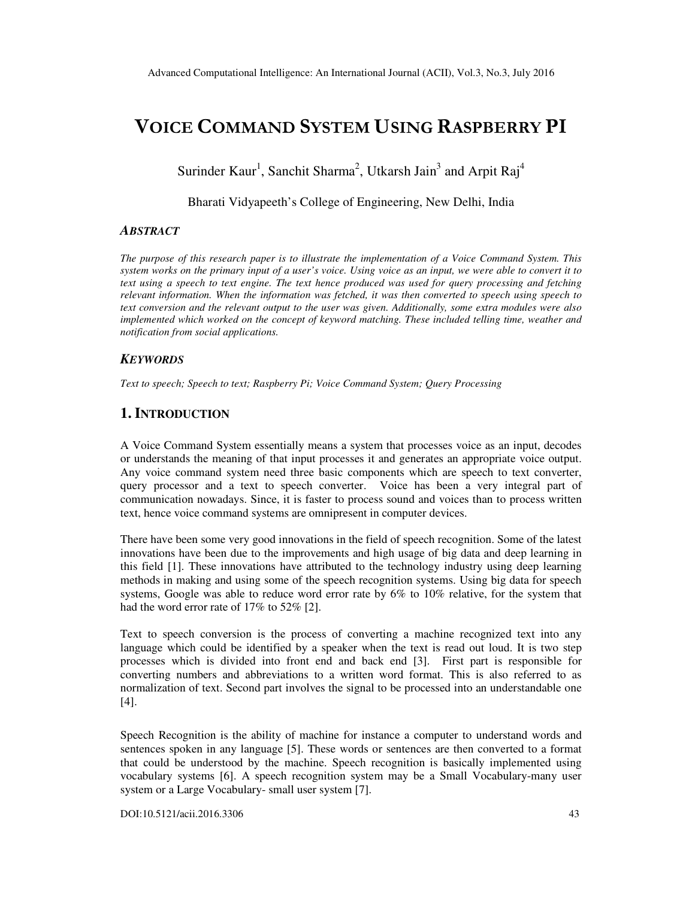# VOICE COMMAND SYSTEM USING RASPBERRY PI

Surinder Kaur[1], Sanchit Sharma[2], Utkarsh Jain[3] and Arpit Raj[4]

Bharati Vidyapeeth's College of Engineering, New Delhi, India

### *ABSTRACT*

*The purpose of this research paper is to illustrate the implementation of a Voice Command System. This system works on the primary input of a user's voice. Using voice as an input, we were able to convert it to text using a speech to text engine. The text hence produced was used for query processing and fetching relevant information. When the information was fetched, it was then converted to speech using speech to text conversion and the relevant output to the user was given. Additionally, some extra modules were also implemented which worked on the concept of keyword matching. These included telling time, weather and notification from social applications.*

### *KEYWORDS*

*Text to speech; Speech to text; Raspberry Pi; Voice Command System; Query Processing*

## 1. INTRODUCTION

A Voice Command System essentially means a system that processes voice as an input, decodes or understands the meaning of that input processes it and generates an appropriate voice output. Any voice command system need three basic components which are speech to text converter, query processor and a text to speech converter. Voice has been a very integral part of communication nowadays. Since, it is faster to process sound and voices than to process written text, hence voice command systems are omnipresent in computer devices.

There have been some very good innovations in the field of speech recognition. Some of the latest innovations have been due to the improvements and high usage of big data and deep learning in this field [1]. These innovations have attributed to the technology industry using deep learning methods in making and using some of the speech recognition systems. Using big data for speech systems, Google was able to reduce word error rate by 6% to 10% relative, for the system that had the word error rate of 17% to 52% [2].

Text to speech conversion is the process of converting a machine recognized text into any language which could be identified by a speaker when the text is read out loud. It is two step processes which is divided into front end and back end [3]. First part is responsible for converting numbers and abbreviations to a written word format. This is also referred to as normalization of text. Second part involves the signal to be processed into an understandable one [4].

Speech Recognition is the ability of machine for instance a computer to understand words and sentences spoken in any language [5]. These words or sentences are then converted to a format that could be understood by the machine. Speech recognition is basically implemented using vocabulary systems [6]. A speech recognition system may be a Small Vocabulary-many user system or a Large Vocabulary- small user system [7].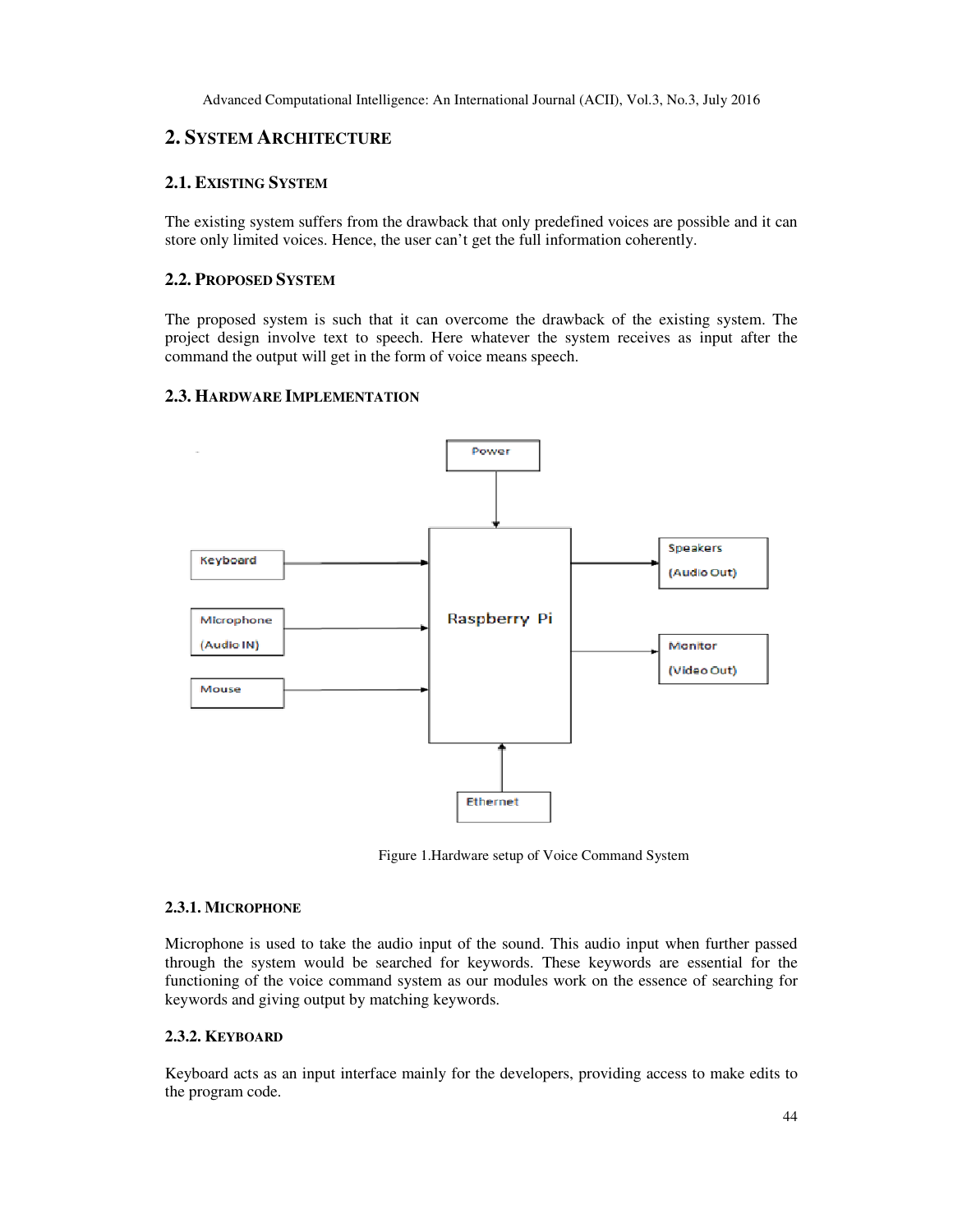## 2. SYSTEM ARCHITECTURE

### 2.1. EXISTING SYSTEM

The existing system suffers from the drawback that only predefined voices are possible and it can store only limited voices. Hence, the user can't get the full information coherently.

### 2.2. PROPOSED SYSTEM

The proposed system is such that it can overcome the drawback of the existing system. The project design involve text to speech. Here whatever the system receives as input after the command the output will get in the form of voice means speech.

### 2.3. HARDWARE IMPLEMENTATION

Figure 1.Hardware setup of Voice Command System

#### 2.3.1. MICROPHONE

Microphone is used to take the audio input of the sound. This audio input when further passed through the system would be searched for keywords. These keywords are essential for the functioning of the voice command system as our modules work on the essence of searching for keywords and giving output by matching keywords.

#### 2.3.2. KEYBOARD

Keyboard acts as an input interface mainly for the developers, providing access to make edits to the program code.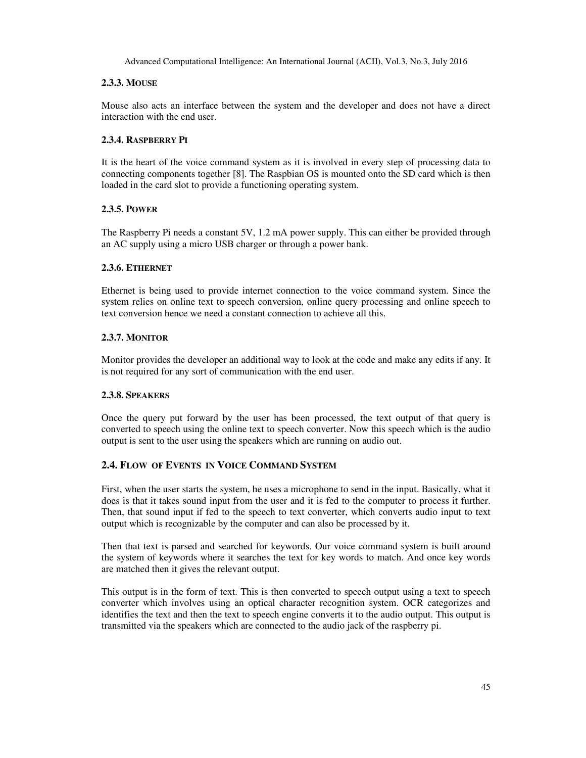#### 2.3.3. MOUSE

Mouse also acts an interface between the system and the developer and does not have a direct interaction with the end user.

#### 2.3.4. RASPBERRY PI

It is the heart of the voice command system as it is involved in every step of processing data to connecting components together [8]. The Raspbian OS is mounted onto the SD card which is then loaded in the card slot to provide a functioning operating system.

#### 2.3.5. POWER

The Raspberry Pi needs a constant 5V, 1.2 mA power supply. This can either be provided through an AC supply using a micro USB charger or through a power bank.

#### 2.3.6. ETHERNET

Ethernet is being used to provide internet connection to the voice command system. Since the system relies on online text to speech conversion, online query processing and online speech to text conversion hence we need a constant connection to achieve all this.

#### 2.3.7. MONITOR

Monitor provides the developer an additional way to look at the code and make any edits if any. It is not required for any sort of communication with the end user.

#### 2.3.8. SPEAKERS

Once the query put forward by the user has been processed, the text output of that query is converted to speech using the online text to speech converter. Now this speech which is the audio output is sent to the user using the speakers which are running on audio out.

### 2.4. FLOW OF EVENTS IN VOICE COMMAND SYSTEM

First, when the user starts the system, he uses a microphone to send in the input. Basically, what it does is that it takes sound input from the user and it is fed to the computer to process it further. Then, that sound input if fed to the speech to text converter, which converts audio input to text output which is recognizable by the computer and can also be processed by it.

Then that text is parsed and searched for keywords. Our voice command system is built around the system of keywords where it searches the text for key words to match. And once key words are matched then it gives the relevant output.

This output is in the form of text. This is then converted to speech output using a text to speech converter which involves using an optical character recognition system. OCR categorizes and identifies the text and then the text to speech engine converts it to the audio output. This output is transmitted via the speakers which are connected to the audio jack of the raspberry pi.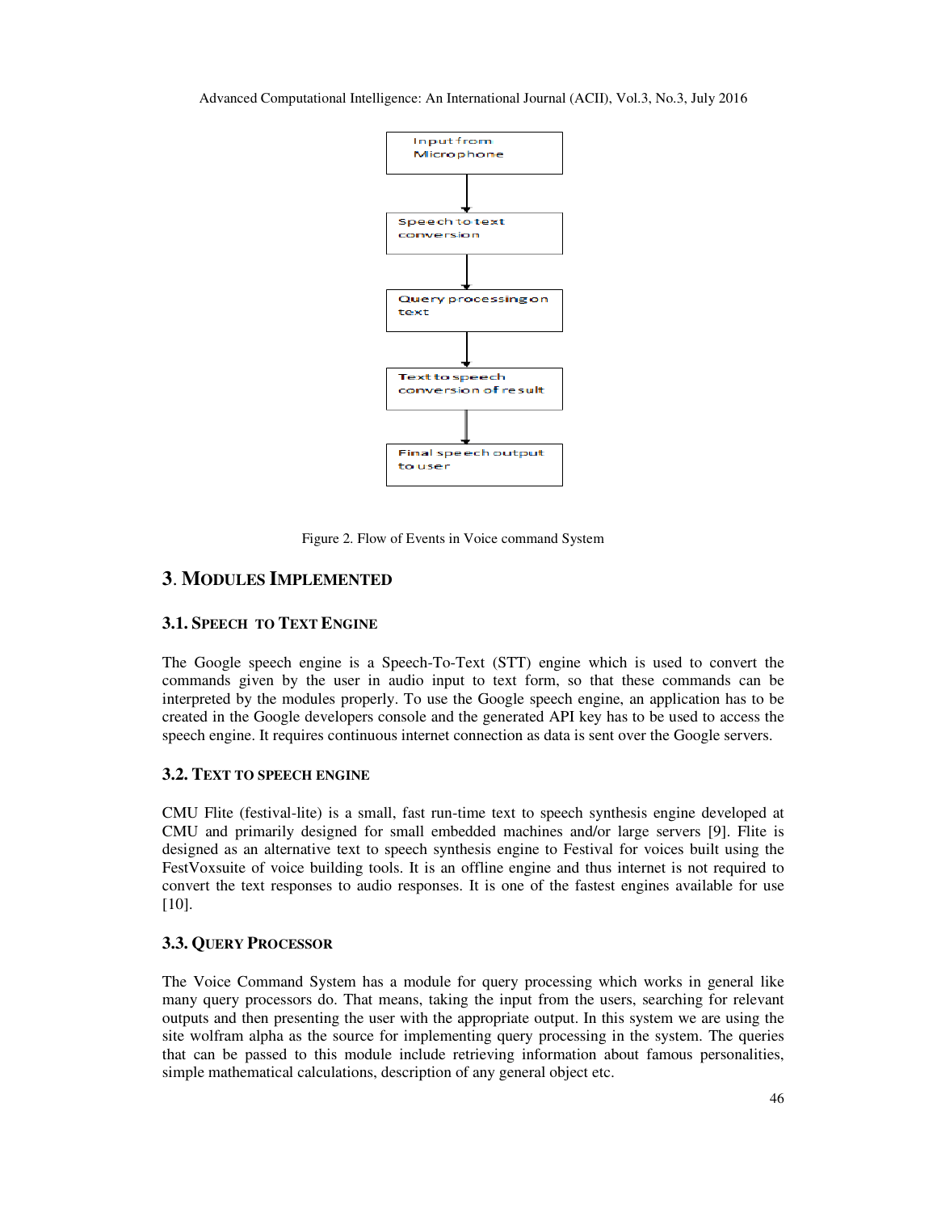Input from Microphone

↓

Speech to text conversion

↓

Query processing on text

↓

Text to speech conversion of result

↓

Final speech output to user

Figure 2. Flow of Events in Voice command System

## 3. MODULES IMPLEMENTED

### 3.1. SPEECH TO TEXT ENGINE

The Google speech engine is a Speech-To-Text (STT) engine which is used to convert the commands given by the user in audio input to text form, so that these commands can be interpreted by the modules properly. To use the Google speech engine, an application has to be created in the Google developers console and the generated API key has to be used to access the speech engine. It requires continuous internet connection as data is sent over the Google servers.

### 3.2. TEXT TO SPEECH ENGINE

CMU Flite (festival-lite) is a small, fast run-time text to speech synthesis engine developed at CMU and primarily designed for small embedded machines and/or large servers [9]. Flite is designed as an alternative text to speech synthesis engine to Festival for voices built using the FestVoxsuite of voice building tools. It is an offline engine and thus internet is not required to convert the text responses to audio responses. It is one of the fastest engines available for use [10].

### 3.3. QUERY PROCESSOR

The Voice Command System has a module for query processing which works in general like many query processors do. That means, taking the input from the users, searching for relevant outputs and then presenting the user with the appropriate output. In this system we are using the site wolfram alpha as the source for implementing query processing in the system. The queries that can be passed to this module include retrieving information about famous personalities, simple mathematical calculations, description of any general object etc.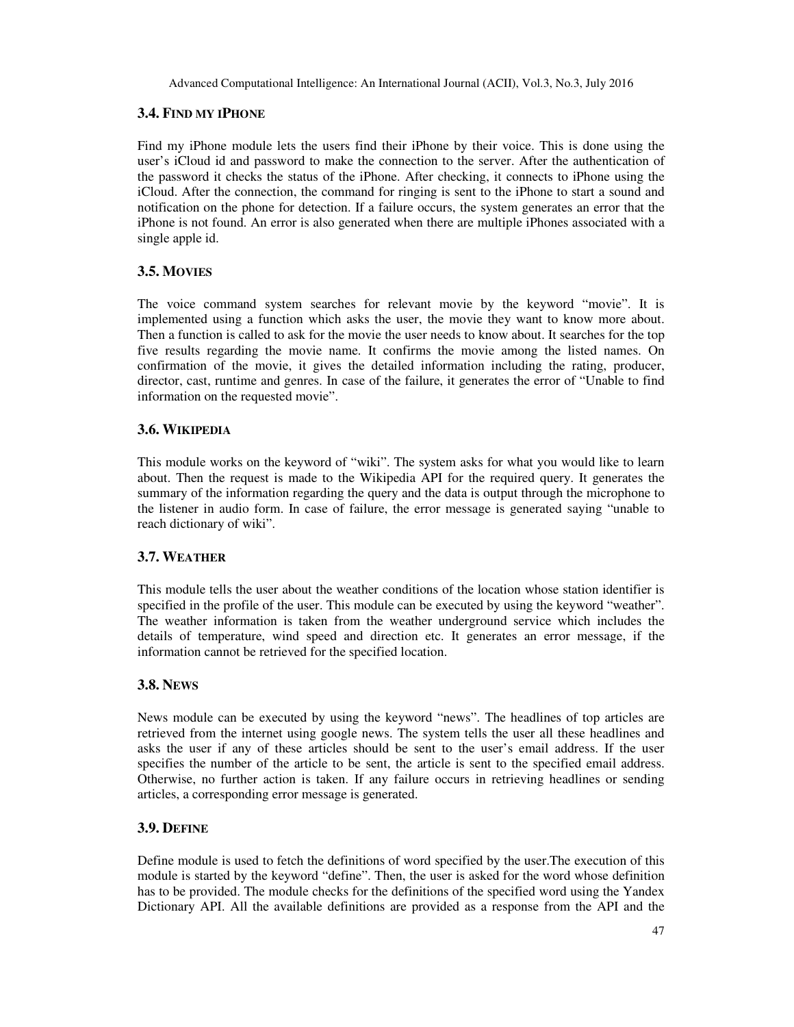### 3.4. Find my iPhone

Find my iPhone module lets the users find their iPhone by their voice. This is done using the user's iCloud id and password to make the connection to the server. After the authentication of the password it checks the status of the iPhone. After checking, it connects to iPhone using the iCloud. After the connection, the command for ringing is sent to the iPhone to start a sound and notification on the phone for detection. If a failure occurs, the system generates an error that the iPhone is not found. An error is also generated when there are multiple iPhones associated with a single apple id.

### 3.5. Movies

The voice command system searches for relevant movie by the keyword "movie". It is implemented using a function which asks the user, the movie they want to know more about. Then a function is called to ask for the movie the user needs to know about. It searches for the top five results regarding the movie name. It confirms the movie among the listed names. On confirmation of the movie, it gives the detailed information including the rating, producer, director, cast, runtime and genres. In case of the failure, it generates the error of "Unable to find information on the requested movie".

### 3.6. Wikipedia

This module works on the keyword of "wiki". The system asks for what you would like to learn about. Then the request is made to the Wikipedia API for the required query. It generates the summary of the information regarding the query and the data is output through the microphone to the listener in audio form. In case of failure, the error message is generated saying "unable to reach dictionary of wiki".

### 3.7. Weather

This module tells the user about the weather conditions of the location whose station identifier is specified in the profile of the user. This module can be executed by using the keyword "weather". The weather information is taken from the weather underground service which includes the details of temperature, wind speed and direction etc. It generates an error message, if the information cannot be retrieved for the specified location.

### 3.8. News

News module can be executed by using the keyword "news". The headlines of top articles are retrieved from the internet using google news. The system tells the user all these headlines and asks the user if any of these articles should be sent to the user's email address. If the user specifies the number of the article to be sent, the article is sent to the specified email address. Otherwise, no further action is taken. If any failure occurs in retrieving headlines or sending articles, a corresponding error message is generated.

### 3.9. Define

Define module is used to fetch the definitions of word specified by the user.The execution of this module is started by the keyword "define". Then, the user is asked for the word whose definition has to be provided. The module checks for the definitions of the specified word using the Yandex Dictionary API. All the available definitions are provided as a response from the API and the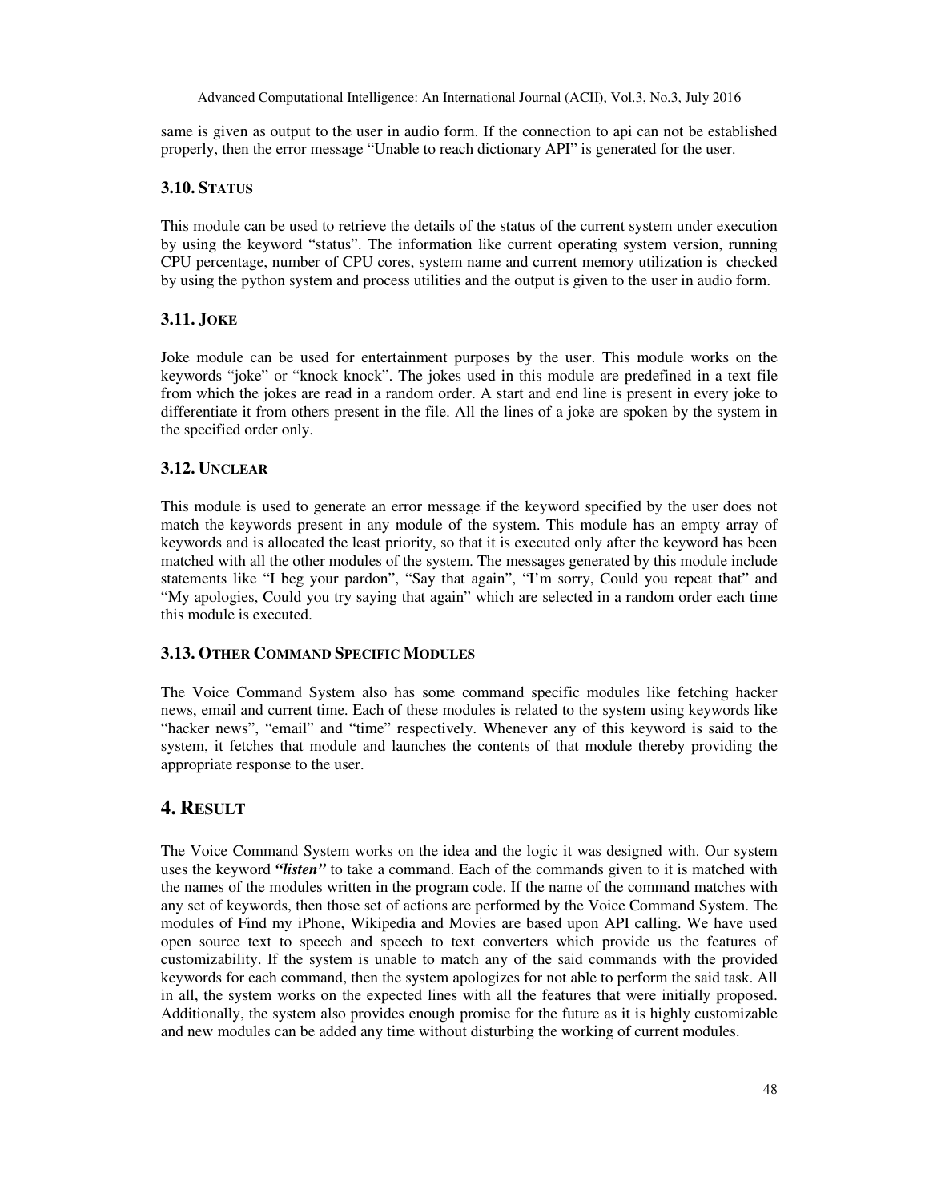same is given as output to the user in audio form. If the connection to api can not be established properly, then the error message "Unable to reach dictionary API" is generated for the user.

### 3.10. STATUS

This module can be used to retrieve the details of the status of the current system under execution by using the keyword "status". The information like current operating system version, running CPU percentage, number of CPU cores, system name and current memory utilization is checked by using the python system and process utilities and the output is given to the user in audio form.

### 3.11. JOKE

Joke module can be used for entertainment purposes by the user. This module works on the keywords "joke" or "knock knock". The jokes used in this module are predefined in a text file from which the jokes are read in a random order. A start and end line is present in every joke to differentiate it from others present in the file. All the lines of a joke are spoken by the system in the specified order only.

### 3.12. UNCLEAR

This module is used to generate an error message if the keyword specified by the user does not match the keywords present in any module of the system. This module has an empty array of keywords and is allocated the least priority, so that it is executed only after the keyword has been matched with all the other modules of the system. The messages generated by this module include statements like "I beg your pardon", "Say that again", "I'm sorry, Could you repeat that" and "My apologies, Could you try saying that again" which are selected in a random order each time this module is executed.

### 3.13. OTHER COMMAND SPECIFIC MODULES

The Voice Command System also has some command specific modules like fetching hacker news, email and current time. Each of these modules is related to the system using keywords like "hacker news", "email" and "time" respectively. Whenever any of this keyword is said to the system, it fetches that module and launches the contents of that module thereby providing the appropriate response to the user.

## 4. RESULT

The Voice Command System works on the idea and the logic it was designed with. Our system uses the keyword ***"listen"*** to take a command. Each of the commands given to it is matched with the names of the modules written in the program code. If the name of the command matches with any set of keywords, then those set of actions are performed by the Voice Command System. The modules of Find my iPhone, Wikipedia and Movies are based upon API calling. We have used open source text to speech and speech to text converters which provide us the features of customizability. If the system is unable to match any of the said commands with the provided keywords for each command, then the system apologizes for not able to perform the said task. All in all, the system works on the expected lines with all the features that were initially proposed. Additionally, the system also provides enough promise for the future as it is highly customizable and new modules can be added any time without disturbing the working of current modules.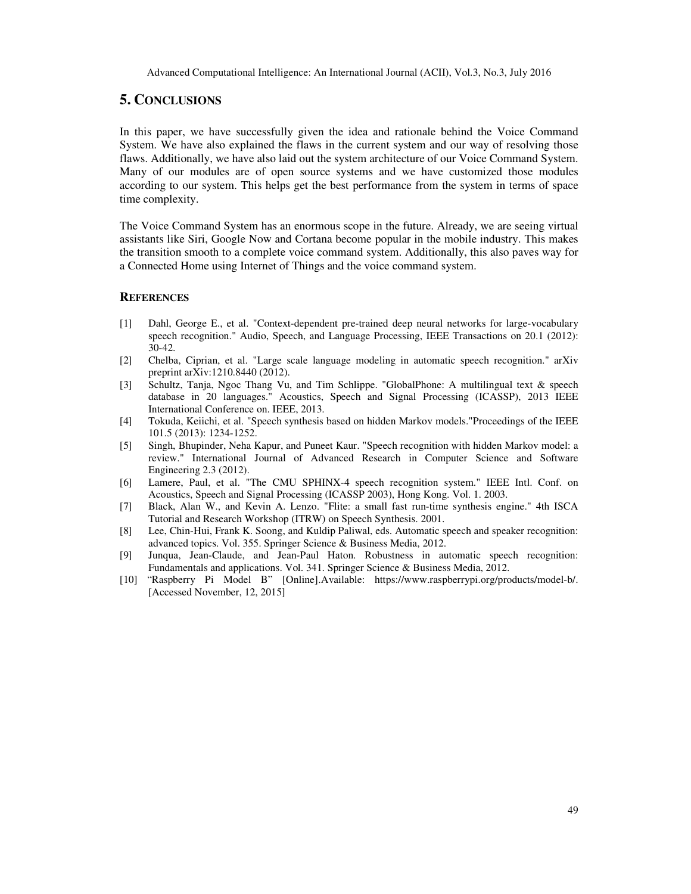## 5. CONCLUSIONS

In this paper, we have successfully given the idea and rationale behind the Voice Command System. We have also explained the flaws in the current system and our way of resolving those flaws. Additionally, we have also laid out the system architecture of our Voice Command System. Many of our modules are of open source systems and we have customized those modules according to our system. This helps get the best performance from the system in terms of space time complexity.

The Voice Command System has an enormous scope in the future. Already, we are seeing virtual assistants like Siri, Google Now and Cortana become popular in the mobile industry. This makes the transition smooth to a complete voice command system. Additionally, this also paves way for a Connected Home using Internet of Things and the voice command system.

### REFERENCES

[1] Dahl, George E., et al. "Context-dependent pre-trained deep neural networks for large-vocabulary speech recognition." Audio, Speech, and Language Processing, IEEE Transactions on 20.1 (2012): 30-42.

[2] Chelba, Ciprian, et al. "Large scale language modeling in automatic speech recognition." arXiv preprint arXiv:1210.8440 (2012).

[3] Schultz, Tanja, Ngoc Thang Vu, and Tim Schlippe. "GlobalPhone: A multilingual text & speech database in 20 languages." Acoustics, Speech and Signal Processing (ICASSP), 2013 IEEE International Conference on. IEEE, 2013.

[4] Tokuda, Keiichi, et al. "Speech synthesis based on hidden Markov models."Proceedings of the IEEE 101.5 (2013): 1234-1252.

[5] Singh, Bhupinder, Neha Kapur, and Puneet Kaur. "Speech recognition with hidden Markov model: a review." International Journal of Advanced Research in Computer Science and Software Engineering 2.3 (2012).

[6] Lamere, Paul, et al. "The CMU SPHINX-4 speech recognition system." IEEE Intl. Conf. on Acoustics, Speech and Signal Processing (ICASSP 2003), Hong Kong. Vol. 1. 2003.

[7] Black, Alan W., and Kevin A. Lenzo. "Flite: a small fast run-time synthesis engine." 4th ISCA Tutorial and Research Workshop (ITRW) on Speech Synthesis. 2001.

[8] Lee, Chin-Hui, Frank K. Soong, and Kuldip Paliwal, eds. Automatic speech and speaker recognition: advanced topics. Vol. 355. Springer Science & Business Media, 2012.

[9] Junqua, Jean-Claude, and Jean-Paul Haton. Robustness in automatic speech recognition: Fundamentals and applications. Vol. 341. Springer Science & Business Media, 2012.

[10] "Raspberry Pi Model B" [Online].Available: https://www.raspberrypi.org/products/model-b/. [Accessed November, 12, 2015]